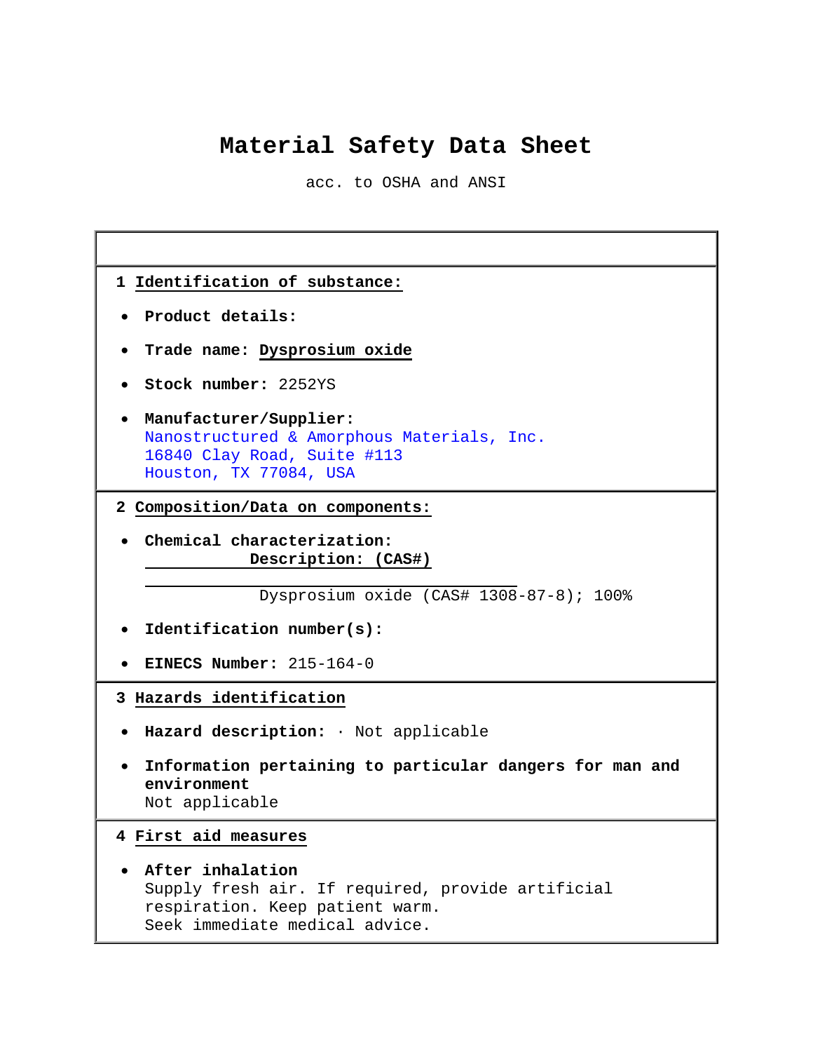# Material Safety Data Sheet

acc. to OSHA and ANSI

## 1 Identification of substance:

- **Product details:**
- **Trade name: Dysprosium oxide**
- **Stock number:** 2252YS
- **Manufacturer/Supplier:**
  Nanostructured & Amorphous Materials, Inc.
  16840 Clay Road, Suite #113
  Houston, TX 77084, USA

## 2 Composition/Data on components:

- **Chemical characterization:**
  **Description: (CAS#)**

  Dysprosium oxide (CAS# 1308-87-8); 100%
- **Identification number(s):**
- **EINECS Number:** 215-164-0

## 3 Hazards identification

- **Hazard description:** · Not applicable
- **Information pertaining to particular dangers for man and environment**
  Not applicable

## 4 First aid measures

- **After inhalation**
  Supply fresh air. If required, provide artificial respiration. Keep patient warm.
  Seek immediate medical advice.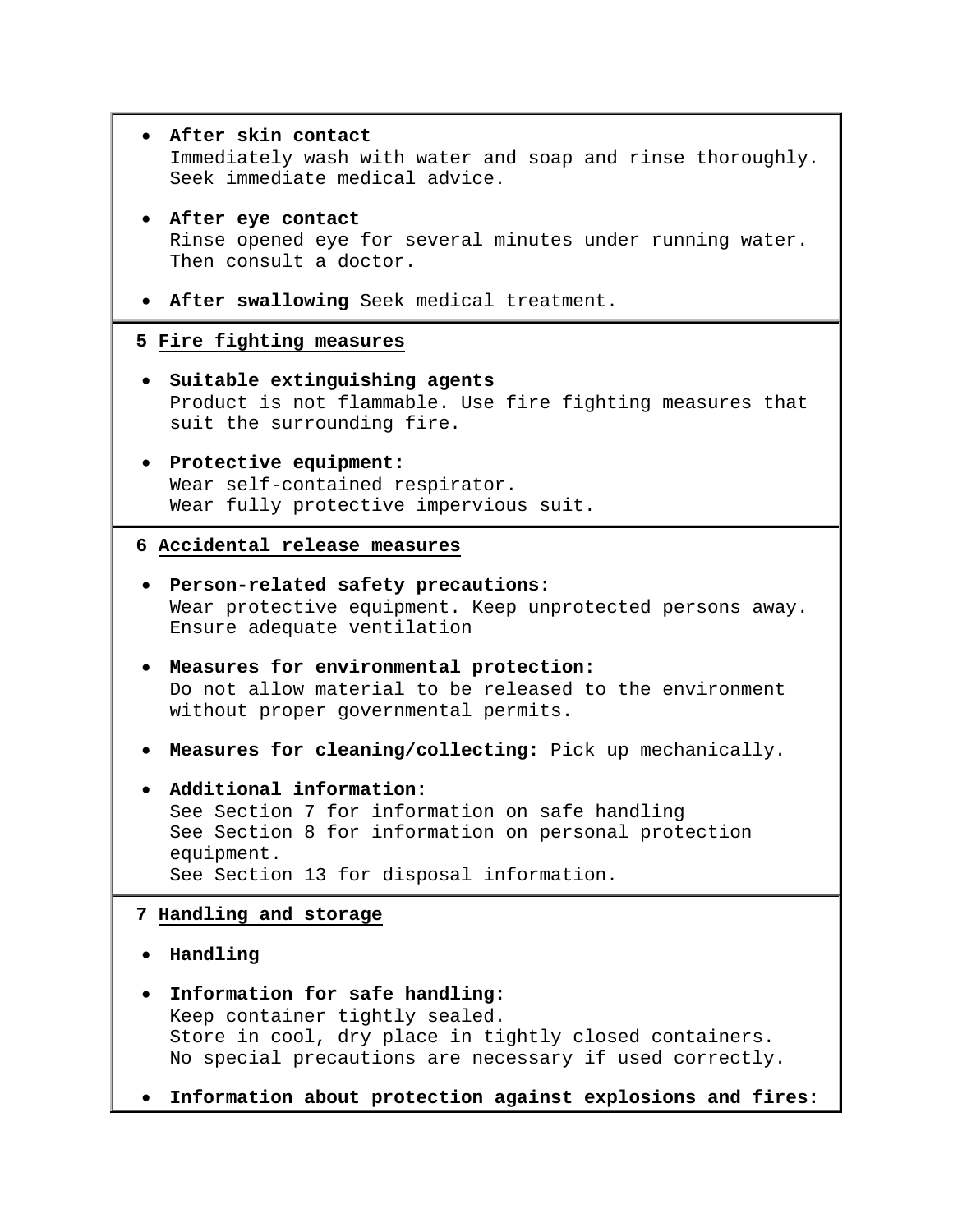- **After skin contact**
  Immediately wash with water and soap and rinse thoroughly.
  Seek immediate medical advice.

- **After eye contact**
  Rinse opened eye for several minutes under running water.
  Then consult a doctor.

- **After swallowing** Seek medical treatment.

## 5 Fire fighting measures

- **Suitable extinguishing agents**
  Product is not flammable. Use fire fighting measures that suit the surrounding fire.

- **Protective equipment:**
  Wear self-contained respirator.
  Wear fully protective impervious suit.

## 6 Accidental release measures

- **Person-related safety precautions:**
  Wear protective equipment. Keep unprotected persons away.
  Ensure adequate ventilation

- **Measures for environmental protection:**
  Do not allow material to be released to the environment without proper governmental permits.

- **Measures for cleaning/collecting:** Pick up mechanically.

- **Additional information:**
  See Section 7 for information on safe handling
  See Section 8 for information on personal protection equipment.
  See Section 13 for disposal information.

## 7 Handling and storage

- **Handling**

- **Information for safe handling:**
  Keep container tightly sealed.
  Store in cool, dry place in tightly closed containers.
  No special precautions are necessary if used correctly.

- **Information about protection against explosions and fires:**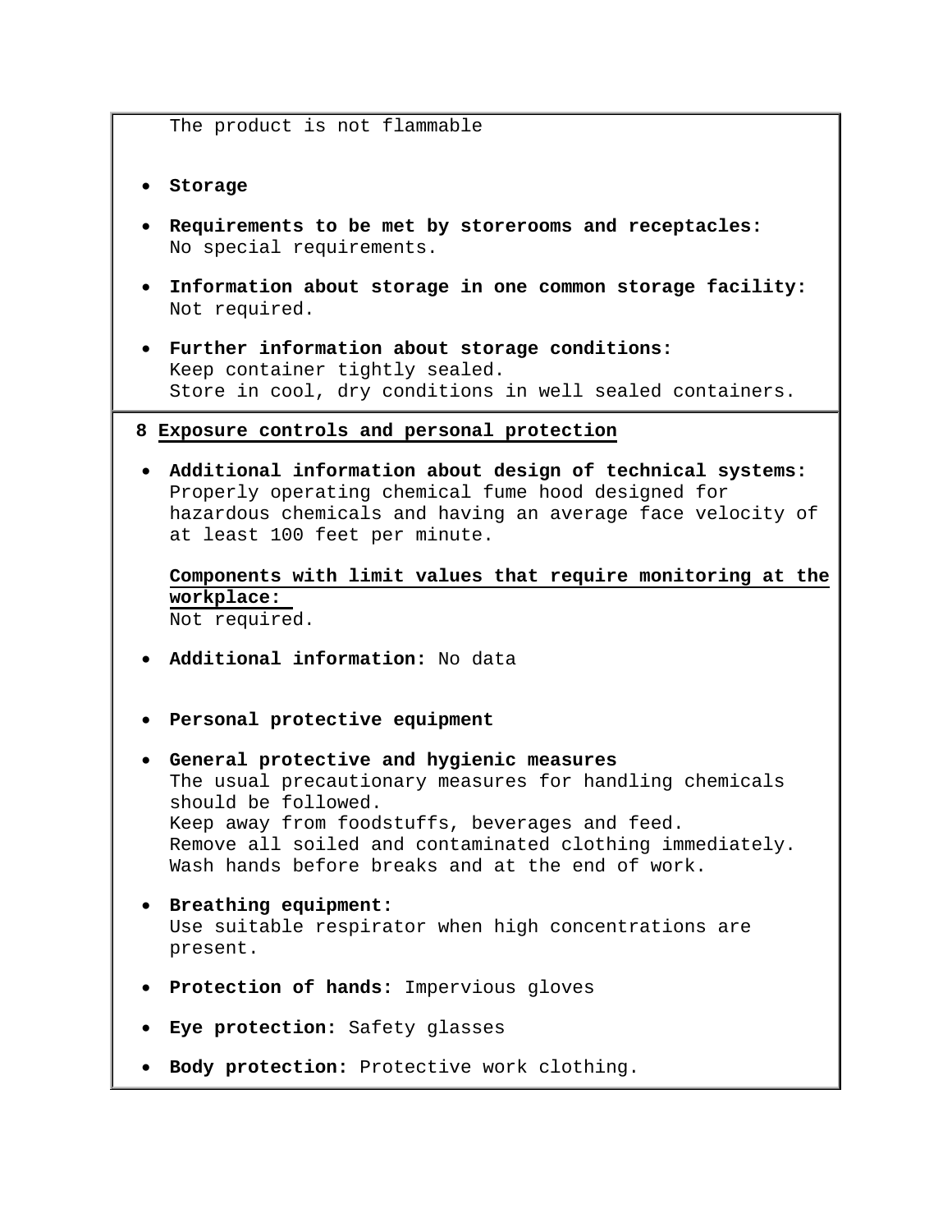The product is not flammable

- **Storage**
- **Requirements to be met by storerooms and receptacles:** No special requirements.
- **Information about storage in one common storage facility:** Not required.
- **Further information about storage conditions:** Keep container tightly sealed. Store in cool, dry conditions in well sealed containers.

## 8 Exposure controls and personal protection

- **Additional information about design of technical systems:** Properly operating chemical fume hood designed for hazardous chemicals and having an average face velocity of at least 100 feet per minute.

  **Components with limit values that require monitoring at the workplace:** Not required.

- **Additional information:** No data
- **Personal protective equipment**
- **General protective and hygienic measures** The usual precautionary measures for handling chemicals should be followed. Keep away from foodstuffs, beverages and feed. Remove all soiled and contaminated clothing immediately. Wash hands before breaks and at the end of work.
- **Breathing equipment:** Use suitable respirator when high concentrations are present.
- **Protection of hands:** Impervious gloves
- **Eye protection:** Safety glasses
- **Body protection:** Protective work clothing.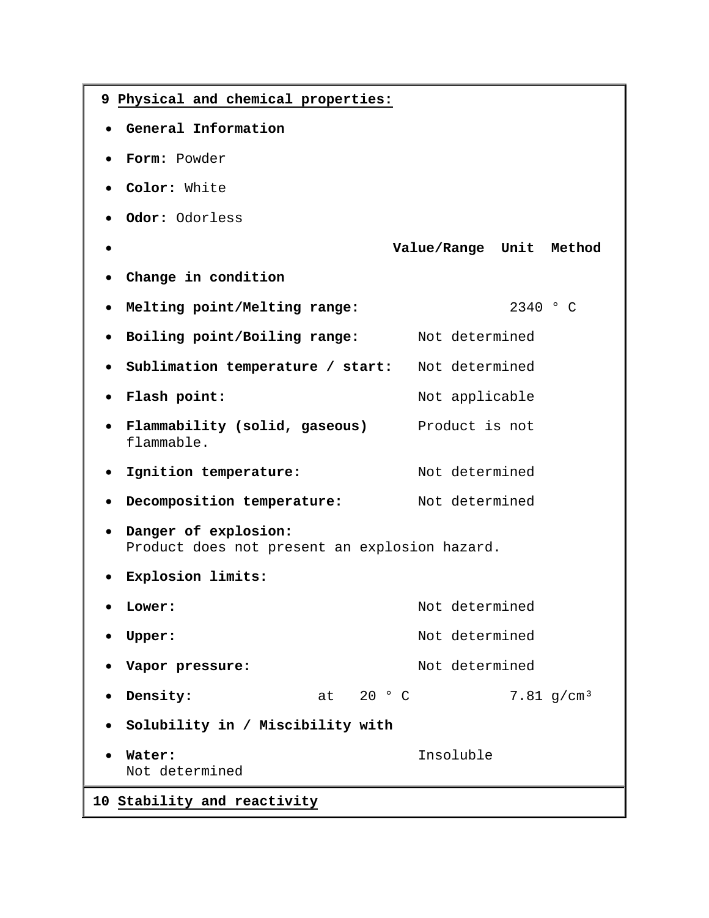## 9 Physical and chemical properties:

- **General Information**
- **Form:** Powder
- **Color:** White
- **Odor:** Odorless

| | Value/Range | Unit | Method |
|---|---|---|---|
| **Change in condition** | | | |
| **Melting point/Melting range:** | | 2340 ° C | |
| **Boiling point/Boiling range:** | Not determined | | |
| **Sublimation temperature / start:** | Not determined | | |
| **Flash point:** | Not applicable | | |
| **Flammability (solid, gaseous)** | Product is not flammable. | | |
| **Ignition temperature:** | Not determined | | |
| **Decomposition temperature:** | Not determined | | |

- **Danger of explosion:**
  Product does not present an explosion hazard.
- **Explosion limits:**

| | Value/Range | Unit | Method |
|---|---|---|---|
| **Lower:** | Not determined | | |
| **Upper:** | Not determined | | |
| **Vapor pressure:** | Not determined | | |
| **Density:** at 20 ° C | | 7.81 $g/cm^3$ | |

- **Solubility in / Miscibility with**
- **Water:** Insoluble
  Not determined

## 10 Stability and reactivity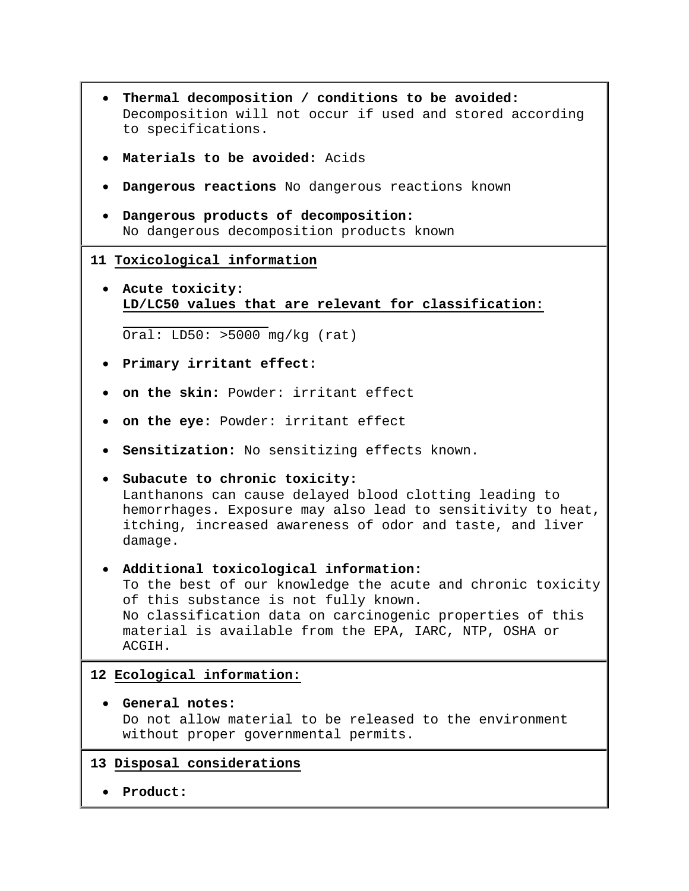- **Thermal decomposition / conditions to be avoided:** Decomposition will not occur if used and stored according to specifications.
- **Materials to be avoided:** Acids
- **Dangerous reactions** No dangerous reactions known
- **Dangerous products of decomposition:** No dangerous decomposition products known

## 11 Toxicological information

- **Acute toxicity:** **LD/LC50 values that are relevant for classification:**

  Oral: LD50: >5000 mg/kg (rat)
- **Primary irritant effect:**
- **on the skin:** Powder: irritant effect
- **on the eye:** Powder: irritant effect
- **Sensitization:** No sensitizing effects known.
- **Subacute to chronic toxicity:** Lanthanons can cause delayed blood clotting leading to hemorrhages. Exposure may also lead to sensitivity to heat, itching, increased awareness of odor and taste, and liver damage.
- **Additional toxicological information:** To the best of our knowledge the acute and chronic toxicity of this substance is not fully known. No classification data on carcinogenic properties of this material is available from the EPA, IARC, NTP, OSHA or ACGIH.

## 12 Ecological information:

- **General notes:** Do not allow material to be released to the environment without proper governmental permits.

## 13 Disposal considerations

- **Product:**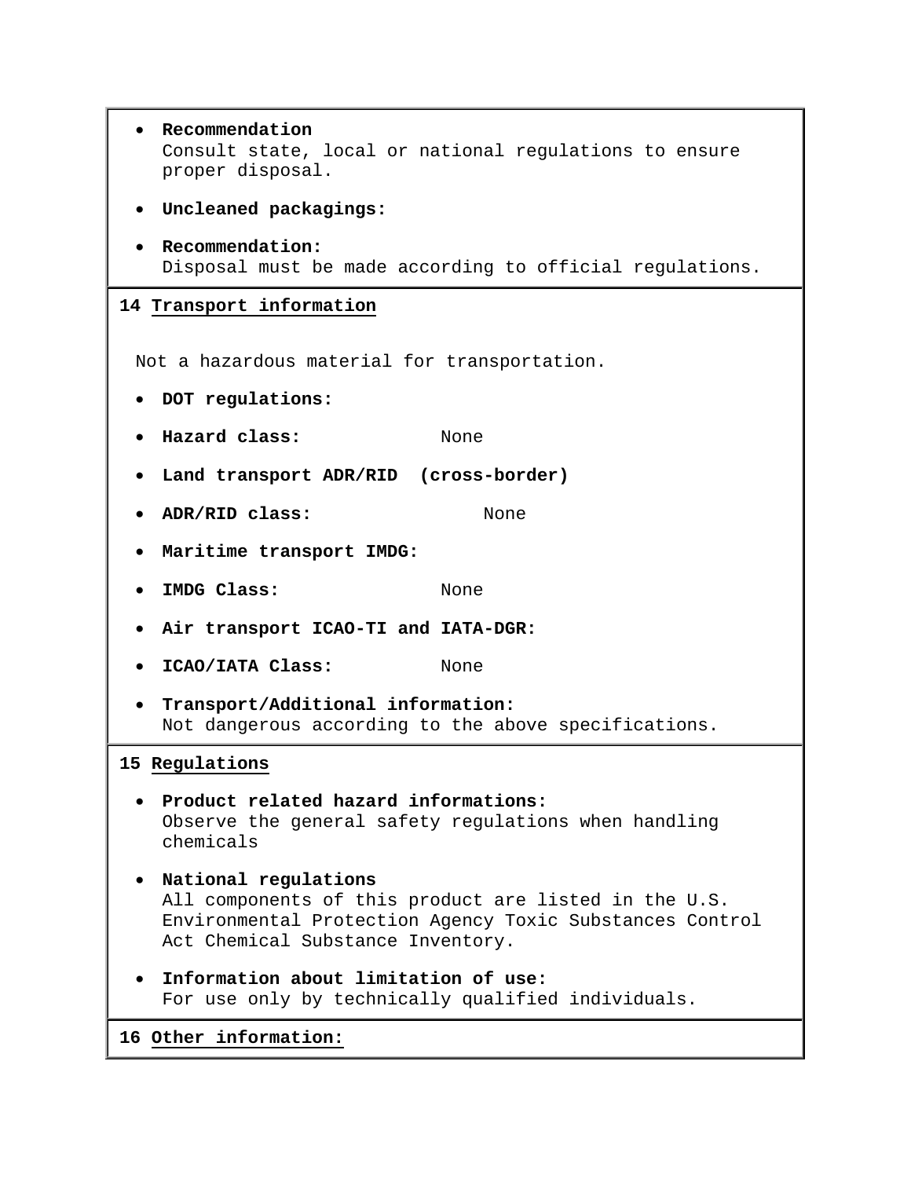- **Recommendation**
  Consult state, local or national regulations to ensure proper disposal.
- **Uncleaned packagings:**
- **Recommendation:**
  Disposal must be made according to official regulations.

## 14 Transport information

Not a hazardous material for transportation.

- **DOT regulations:**
- **Hazard class:** None
- **Land transport ADR/RID (cross-border)**
- **ADR/RID class:** None
- **Maritime transport IMDG:**
- **IMDG Class:** None
- **Air transport ICAO-TI and IATA-DGR:**
- **ICAO/IATA Class:** None
- **Transport/Additional information:**
  Not dangerous according to the above specifications.

## 15 Regulations

- **Product related hazard informations:**
  Observe the general safety regulations when handling chemicals
- **National regulations**
  All components of this product are listed in the U.S. Environmental Protection Agency Toxic Substances Control Act Chemical Substance Inventory.
- **Information about limitation of use:**
  For use only by technically qualified individuals.

## 16 Other information: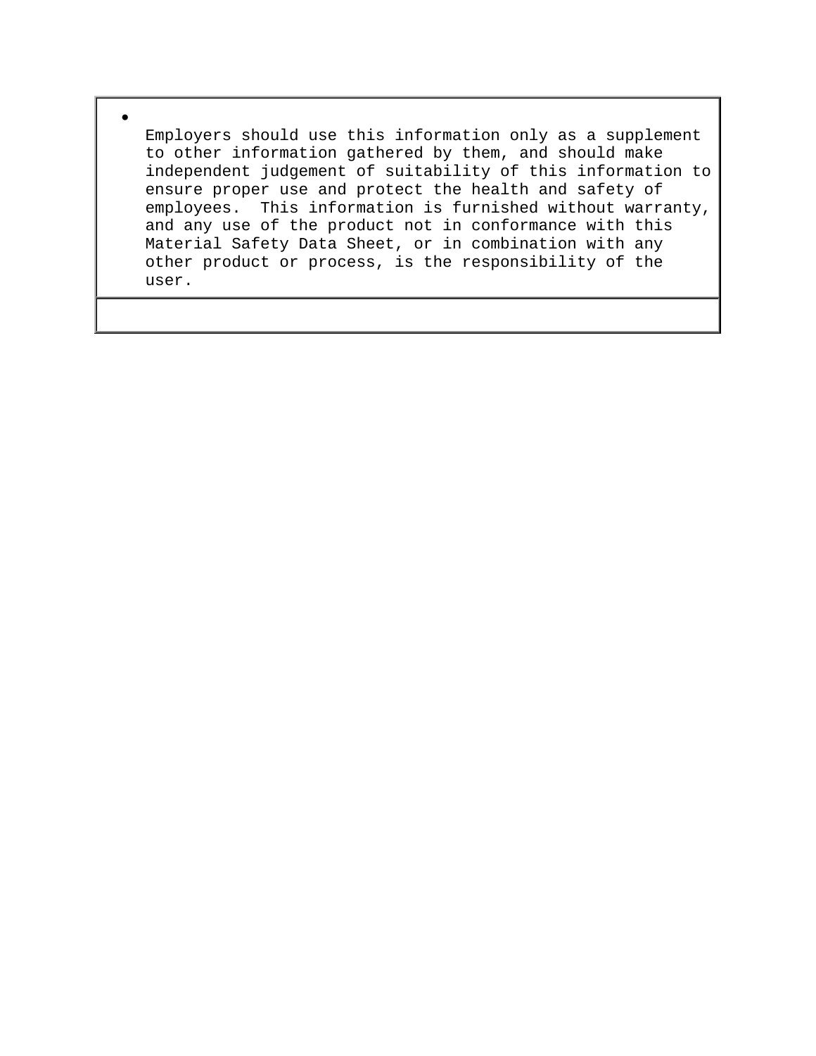- Employers should use this information only as a supplement to other information gathered by them, and should make independent judgement of suitability of this information to ensure proper use and protect the health and safety of employees. This information is furnished without warranty, and any use of the product not in conformance with this Material Safety Data Sheet, or in combination with any other product or process, is the responsibility of the user.